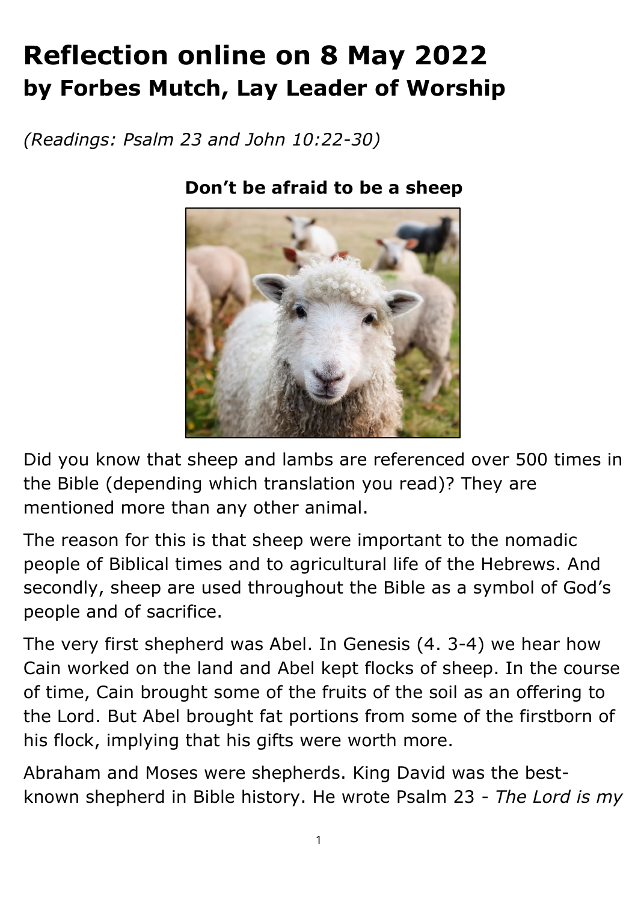# Reflection online on 8 May 2022
## by Forbes Mutch, Lay Leader of Worship

*(Readings: Psalm 23 and John 10:22-30)*

### Don't be afraid to be a sheep

Did you know that sheep and lambs are referenced over 500 times in the Bible (depending which translation you read)? They are mentioned more than any other animal.

The reason for this is that sheep were important to the nomadic people of Biblical times and to agricultural life of the Hebrews. And secondly, sheep are used throughout the Bible as a symbol of God's people and of sacrifice.

The very first shepherd was Abel. In Genesis (4. 3-4) we hear how Cain worked on the land and Abel kept flocks of sheep. In the course of time, Cain brought some of the fruits of the soil as an offering to the Lord. But Abel brought fat portions from some of the firstborn of his flock, implying that his gifts were worth more.

Abraham and Moses were shepherds. King David was the best-known shepherd in Bible history. He wrote Psalm 23 - *The Lord is my*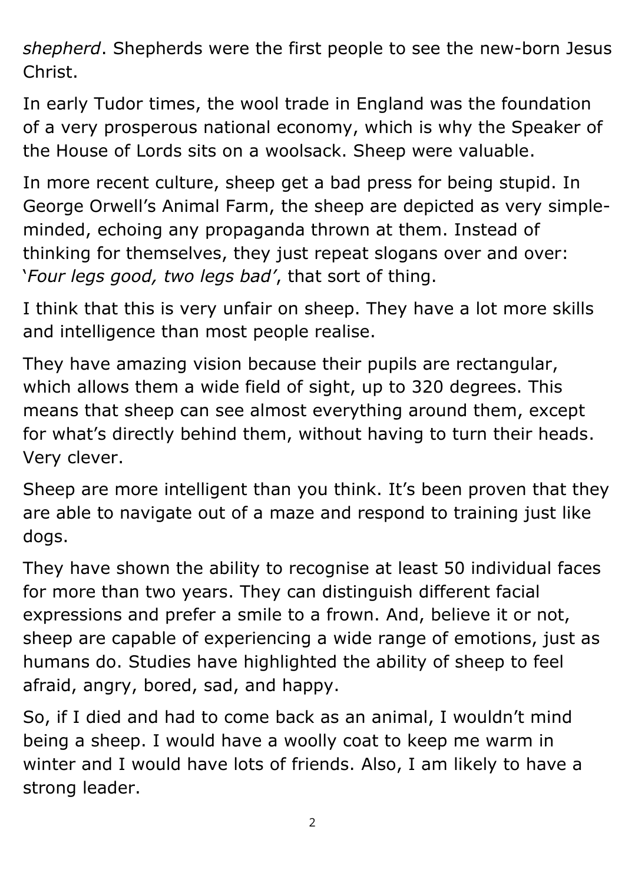*shepherd*. Shepherds were the first people to see the new-born Jesus Christ.

In early Tudor times, the wool trade in England was the foundation of a very prosperous national economy, which is why the Speaker of the House of Lords sits on a woolsack. Sheep were valuable.

In more recent culture, sheep get a bad press for being stupid. In George Orwell's Animal Farm, the sheep are depicted as very simple-minded, echoing any propaganda thrown at them. Instead of thinking for themselves, they just repeat slogans over and over: '*Four legs good, two legs bad'*, that sort of thing.

I think that this is very unfair on sheep. They have a lot more skills and intelligence than most people realise.

They have amazing vision because their pupils are rectangular, which allows them a wide field of sight, up to 320 degrees. This means that sheep can see almost everything around them, except for what's directly behind them, without having to turn their heads. Very clever.

Sheep are more intelligent than you think. It's been proven that they are able to navigate out of a maze and respond to training just like dogs.

They have shown the ability to recognise at least 50 individual faces for more than two years. They can distinguish different facial expressions and prefer a smile to a frown. And, believe it or not, sheep are capable of experiencing a wide range of emotions, just as humans do. Studies have highlighted the ability of sheep to feel afraid, angry, bored, sad, and happy.

So, if I died and had to come back as an animal, I wouldn't mind being a sheep. I would have a woolly coat to keep me warm in winter and I would have lots of friends. Also, I am likely to have a strong leader.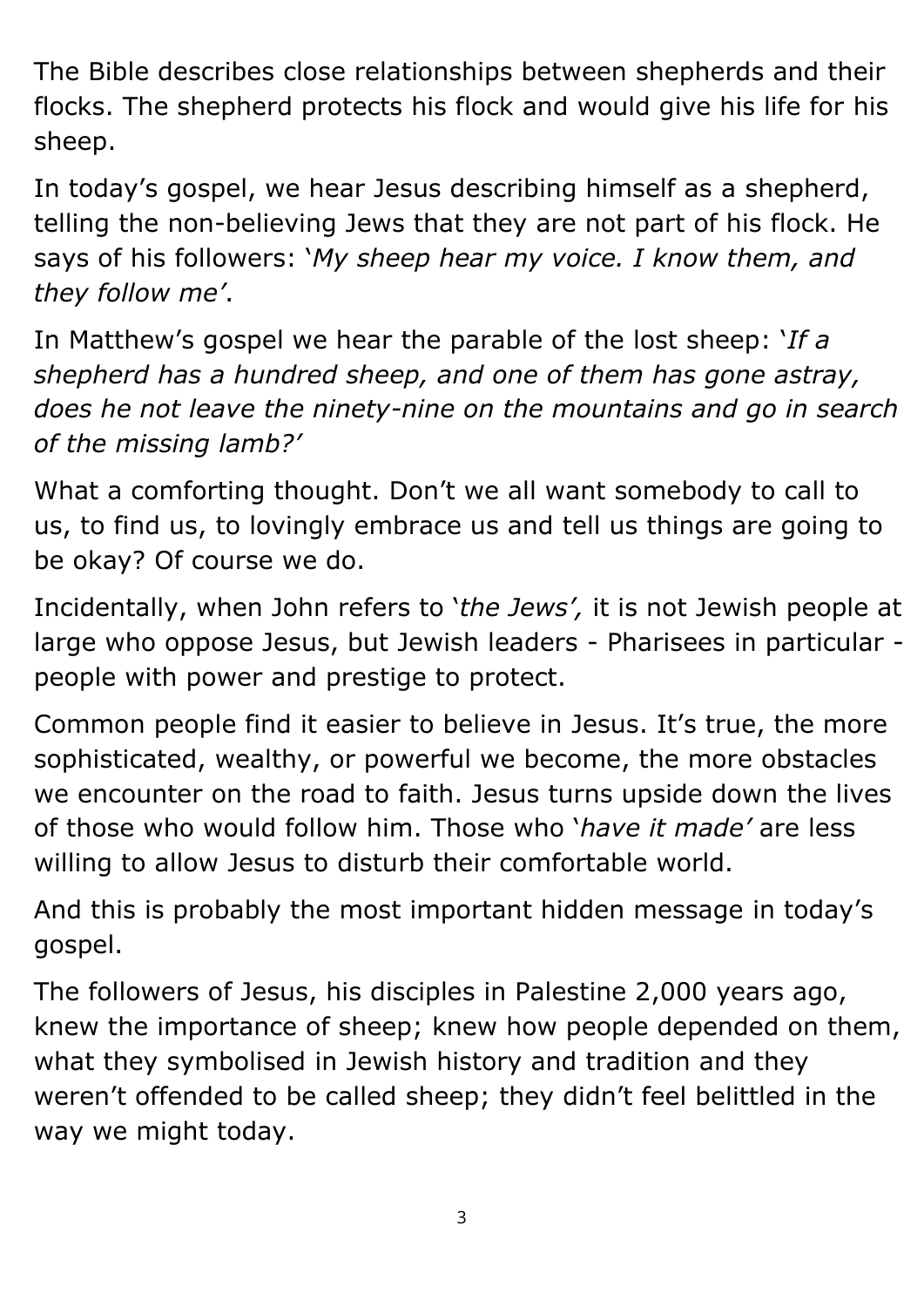The Bible describes close relationships between shepherds and their flocks. The shepherd protects his flock and would give his life for his sheep.

In today's gospel, we hear Jesus describing himself as a shepherd, telling the non-believing Jews that they are not part of his flock. He says of his followers: '*My sheep hear my voice. I know them, and they follow me'*.

In Matthew's gospel we hear the parable of the lost sheep: '*If a shepherd has a hundred sheep, and one of them has gone astray, does he not leave the ninety-nine on the mountains and go in search of the missing lamb?'*

What a comforting thought. Don't we all want somebody to call to us, to find us, to lovingly embrace us and tell us things are going to be okay? Of course we do.

Incidentally, when John refers to '*the Jews',* it is not Jewish people at large who oppose Jesus, but Jewish leaders - Pharisees in particular - people with power and prestige to protect.

Common people find it easier to believe in Jesus. It's true, the more sophisticated, wealthy, or powerful we become, the more obstacles we encounter on the road to faith. Jesus turns upside down the lives of those who would follow him. Those who '*have it made'* are less willing to allow Jesus to disturb their comfortable world.

And this is probably the most important hidden message in today's gospel.

The followers of Jesus, his disciples in Palestine 2,000 years ago, knew the importance of sheep; knew how people depended on them, what they symbolised in Jewish history and tradition and they weren't offended to be called sheep; they didn't feel belittled in the way we might today.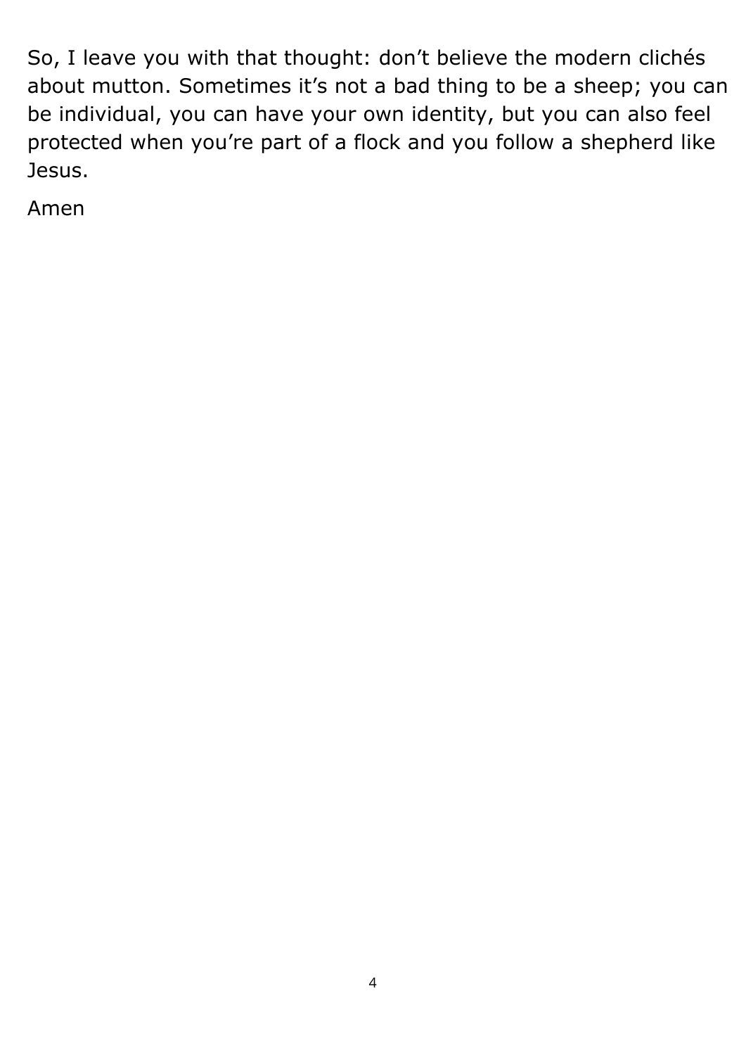So, I leave you with that thought: don’t believe the modern clichés about mutton. Sometimes it’s not a bad thing to be a sheep; you can be individual, you can have your own identity, but you can also feel protected when you’re part of a flock and you follow a shepherd like Jesus.

Amen